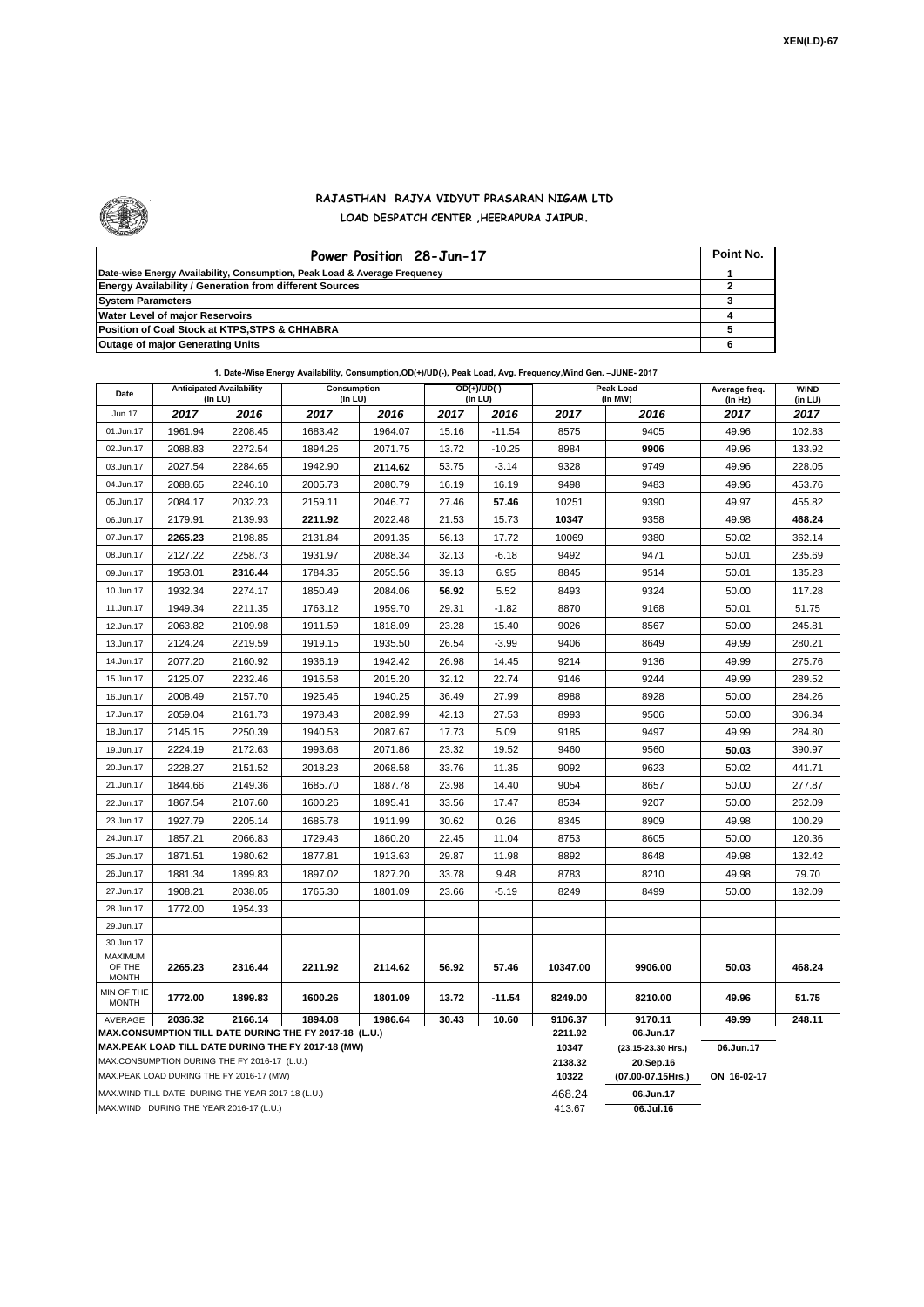XEN(LD)-67

# RAJASTHAN RAJYA VIDYUT PRASARAN NIGAM LTD

## LOAD DESPATCH CENTER ,HEERAPURA JAIPUR.

| Power Position 28-Jun-17 | Point No. |
|---|---|
| Date-wise Energy Availability, Consumption, Peak Load & Average Frequency | 1 |
| Energy Availability / Generation from different Sources | 2 |
| System Parameters | 3 |
| Water Level of major Reservoirs | 4 |
| Position of Coal Stock at KTPS,STPS & CHHABRA | 5 |
| Outage of major Generating Units | 6 |

**1. Date-Wise Energy Availability, Consumption,OD(+)/UD(-), Peak Load, Avg. Frequency,Wind Gen. –JUNE- 2017**

| Date | Anticipated Availability (In LU) | | Consumption (In LU) | | OD(+)/UD(-) (In LU) | | Peak Load (In MW) | | Average freq. (In Hz) | WIND (in LU) |
|---|---|---|---|---|---|---|---|---|---|---|
| Jun.17 | 2017 | 2016 | 2017 | 2016 | 2017 | 2016 | 2017 | 2016 | 2017 | 2017 |
| 01.Jun.17 | 1961.94 | 2208.45 | 1683.42 | 1964.07 | 15.16 | -11.54 | 8575 | 9405 | 49.96 | 102.83 |
| 02.Jun.17 | 2088.83 | 2272.54 | 1894.26 | 2071.75 | 13.72 | -10.25 | 8984 | **9906** | 49.96 | 133.92 |
| 03.Jun.17 | 2027.54 | 2284.65 | 1942.90 | **2114.62** | 53.75 | -3.14 | 9328 | 9749 | 49.96 | 228.05 |
| 04.Jun.17 | 2088.65 | 2246.10 | 2005.73 | 2080.79 | 16.19 | 16.19 | 9498 | 9483 | 49.96 | 453.76 |
| 05.Jun.17 | 2084.17 | 2032.23 | 2159.11 | 2046.77 | 27.46 | **57.46** | 10251 | 9390 | 49.97 | 455.82 |
| 06.Jun.17 | 2179.91 | 2139.93 | **2211.92** | 2022.48 | 21.53 | 15.73 | **10347** | 9358 | 49.98 | **468.24** |
| 07.Jun.17 | **2265.23** | 2198.85 | 2131.84 | 2091.35 | 56.13 | 17.72 | 10069 | 9380 | 50.02 | 362.14 |
| 08.Jun.17 | 2127.22 | 2258.73 | 1931.97 | 2088.34 | 32.13 | -6.18 | 9492 | 9471 | 50.01 | 235.69 |
| 09.Jun.17 | 1953.01 | **2316.44** | 1784.35 | 2055.56 | 39.13 | 6.95 | 8845 | 9514 | 50.01 | 135.23 |
| 10.Jun.17 | 1932.34 | 2274.17 | 1850.49 | 2084.06 | **56.92** | 5.52 | 8493 | 9324 | 50.00 | 117.28 |
| 11.Jun.17 | 1949.34 | 2211.35 | 1763.12 | 1959.70 | 29.31 | -1.82 | 8870 | 9168 | 50.01 | 51.75 |
| 12.Jun.17 | 2063.82 | 2109.98 | 1911.59 | 1818.09 | 23.28 | 15.40 | 9026 | 8567 | 50.00 | 245.81 |
| 13.Jun.17 | 2124.24 | 2219.59 | 1919.15 | 1935.50 | 26.54 | -3.99 | 9406 | 8649 | 49.99 | 280.21 |
| 14.Jun.17 | 2077.20 | 2160.92 | 1936.19 | 1942.42 | 26.98 | 14.45 | 9214 | 9136 | 49.99 | 275.76 |
| 15.Jun.17 | 2125.07 | 2232.46 | 1916.58 | 2015.20 | 32.12 | 22.74 | 9146 | 9244 | 49.99 | 289.52 |
| 16.Jun.17 | 2008.49 | 2157.70 | 1925.46 | 1940.25 | 36.49 | 27.99 | 8988 | 8928 | 50.00 | 284.26 |
| 17.Jun.17 | 2059.04 | 2161.73 | 1978.43 | 2082.99 | 42.13 | 27.53 | 8993 | 9506 | 50.00 | 306.34 |
| 18.Jun.17 | 2145.15 | 2250.39 | 1940.53 | 2087.67 | 17.73 | 5.09 | 9185 | 9497 | 49.99 | 284.80 |
| 19.Jun.17 | 2224.19 | 2172.63 | 1993.68 | 2071.86 | 23.32 | 19.52 | 9460 | 9560 | **50.03** | 390.97 |
| 20.Jun.17 | 2228.27 | 2151.52 | 2018.23 | 2068.58 | 33.76 | 11.35 | 9092 | 9623 | 50.02 | 441.71 |
| 21.Jun.17 | 1844.66 | 2149.36 | 1685.70 | 1887.78 | 23.98 | 14.40 | 9054 | 8657 | 50.00 | 277.87 |
| 22.Jun.17 | 1867.54 | 2107.60 | 1600.26 | 1895.41 | 33.56 | 17.47 | 8534 | 9207 | 50.00 | 262.09 |
| 23.Jun.17 | 1927.79 | 2205.14 | 1685.78 | 1911.99 | 30.62 | 0.26 | 8345 | 8909 | 49.98 | 100.29 |
| 24.Jun.17 | 1857.21 | 2066.83 | 1729.43 | 1860.20 | 22.45 | 11.04 | 8753 | 8605 | 50.00 | 120.36 |
| 25.Jun.17 | 1871.51 | 1980.62 | 1877.81 | 1913.63 | 29.87 | 11.98 | 8892 | 8648 | 49.98 | 132.42 |
| 26.Jun.17 | 1881.34 | 1899.83 | 1897.02 | 1827.20 | 33.78 | 9.48 | 8783 | 8210 | 49.98 | 79.70 |
| 27.Jun.17 | 1908.21 | 2038.05 | 1765.30 | 1801.09 | 23.66 | -5.19 | 8249 | 8499 | 50.00 | 182.09 |
| 28.Jun.17 | 1772.00 | 1954.33 | | | | | | | | |
| 29.Jun.17 | | | | | | | | | | |
| 30.Jun.17 | | | | | | | | | | |
| MAXIMUM OF THE MONTH | 2265.23 | 2316.44 | 2211.92 | 2114.62 | 56.92 | 57.46 | 10347.00 | 9906.00 | 50.03 | 468.24 |
| MIN OF THE MONTH | 1772.00 | 1899.83 | 1600.26 | 1801.09 | 13.72 | -11.54 | 8249.00 | 8210.00 | 49.96 | 51.75 |
| AVERAGE | 2036.32 | 2166.14 | 1894.08 | 1986.64 | 30.43 | 10.60 | 9106.37 | 9170.11 | 49.99 | 248.11 |
| MAX.CONSUMPTION TILL DATE DURING THE FY 2017-18 (L.U.) | | | | | | | 2211.92 | 06.Jun.17 | | |
| MAX.PEAK LOAD TILL DATE DURING THE FY 2017-18 (MW) | | | | | | | 10347 | (23.15-23.30 Hrs.) | 06.Jun.17 | |
| MAX.CONSUMPTION DURING THE FY 2016-17 (L.U.) | | | | | | | 2138.32 | 20.Sep.16 | | |
| MAX.PEAK LOAD DURING THE FY 2016-17 (MW) | | | | | | | 10322 | (07.00-07.15Hrs.) | ON 16-02-17 | |
| MAX.WIND TILL DATE DURING THE YEAR 2017-18 (L.U.) | | | | | | | 468.24 | 06.Jun.17 | | |
| MAX.WIND DURING THE YEAR 2016-17 (L.U.) | | | | | | | 413.67 | 06.Jul.16 | | |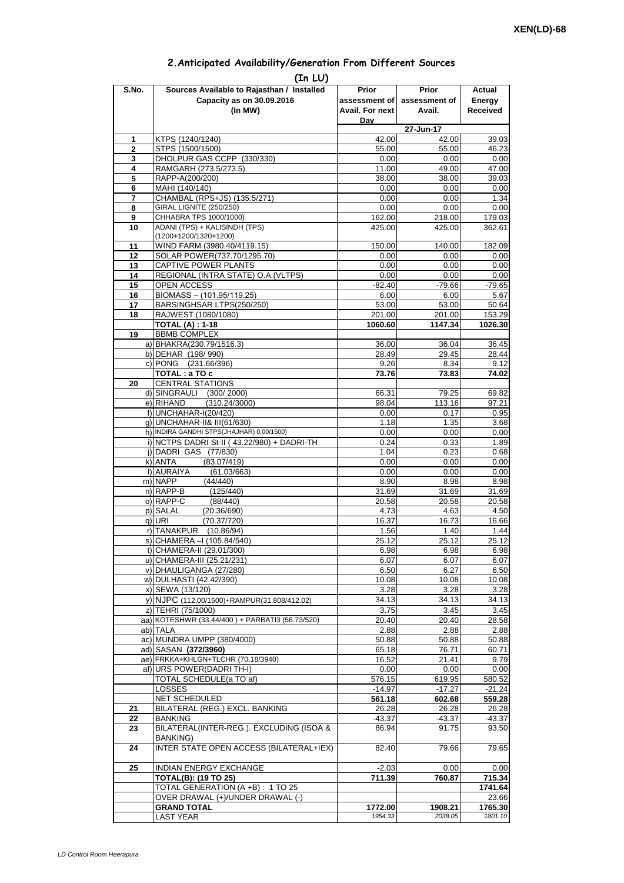XEN(LD)-68

## 2.Anticipated Availability/Generation From Different Sources

(In LU)

| S.No. | Sources Available to Rajasthan / Installed Capacity as on 30.09.2016 (In MW) | Prior assessment of Avail. For next Day | Prior assessment of Avail. | Actual Energy Received |
|---|---|---|---|---|
| | | | 27-Jun-17 | |
| 1 | KTPS (1240/1240) | 42.00 | 42.00 | 39.03 |
| 2 | STPS (1500/1500) | 55.00 | 55.00 | 46.23 |
| 3 | DHOLPUR GAS CCPP (330/330) | 0.00 | 0.00 | 0.00 |
| 4 | RAMGARH (273.5/273.5) | 11.00 | 49.00 | 47.00 |
| 5 | RAPP-A(200/200) | 38.00 | 38.00 | 39.03 |
| 6 | MAHI (140/140) | 0.00 | 0.00 | 0.00 |
| 7 | CHAMBAL (RPS+JS) (135.5/271) | 0.00 | 0.00 | 1.34 |
| 8 | GIRAL LIGNITE (250/250) | 0.00 | 0.00 | 0.00 |
| 9 | CHHABRA TPS 1000/1000) | 162.00 | 218.00 | 179.03 |
| 10 | ADANI (TPS) + KALISINDH (TPS) (1200+1200/1320+1200) | 425.00 | 425.00 | 362.61 |
| 11 | WIND FARM (3980.40/4119.15) | 150.00 | 140.00 | 182.09 |
| 12 | SOLAR POWER(737.70/1295.70) | 0.00 | 0.00 | 0.00 |
| 13 | CAPTIVE POWER PLANTS | 0.00 | 0.00 | 0.00 |
| 14 | REGIONAL (INTRA STATE) O.A.(VLTPS) | 0.00 | 0.00 | 0.00 |
| 15 | OPEN ACCESS | -82.40 | -79.66 | -79.65 |
| 16 | BIOMASS – (101.95/119.25) | 6.00 | 6.00 | 5.67 |
| 17 | BARSINGHSAR LTPS(250/250) | 53.00 | 53.00 | 50.64 |
| 18 | RAJWEST (1080/1080) | 201.00 | 201.00 | 153.29 |
| | **TOTAL (A) : 1-18** | **1060.60** | **1147.34** | **1026.30** |
| 19 | BBMB COMPLEX | | | |
| | a) BHAKRA(230.79/1516.3) | 36.00 | 36.04 | 36.45 |
| | b) DEHAR (198/ 990) | 28.49 | 29.45 | 28.44 |
| | c) PONG (231.66/396) | 9.26 | 8.34 | 9.12 |
| | **TOTAL : a TO c** | **73.76** | **73.83** | **74.02** |
| 20 | CENTRAL STATIONS | | | |
| | d) SINGRAULI (300/ 2000) | 66.31 | 79.25 | 69.82 |
| | e) RIHAND (310.24/3000) | 98.04 | 113.16 | 97.21 |
| | f) UNCHAHAR-I(20/420) | 0.00 | 0.17 | 0.95 |
| | g) UNCHAHAR-II& III(61/630) | 1.18 | 1.35 | 3.68 |
| | h) INDIRA GANDHI STPS(JHAJHAR) 0.00/1500) | 0.00 | 0.00 | 0.00 |
| | i) NCTPS DADRI St-II ( 43.22/980) + DADRI-TH | 0.24 | 0.33 | 1.89 |
| | j) DADRI GAS (77/830) | 1.04 | 0.23 | 0.68 |
| | k) ANTA (83.07/419) | 0.00 | 0.00 | 0.00 |
| | l) AURAIYA (61.03/663) | 0.00 | 0.00 | 0.00 |
| | m) NAPP (44/440) | 8.90 | 8.98 | 8.98 |
| | n) RAPP-B (125/440) | 31.69 | 31.69 | 31.69 |
| | o) RAPP-C (88/440) | 20.58 | 20.58 | 20.58 |
| | p) SALAL (20.36/690) | 4.73 | 4.63 | 4.50 |
| | q) URI (70.37/720) | 16.37 | 16.73 | 16.66 |
| | r) TANAKPUR (10.86/94) | 1.56 | 1.40 | 1.44 |
| | s) CHAMERA –I (105.84/540) | 25.12 | 25.12 | 25.12 |
| | t) CHAMERA-II (29.01/300) | 6.98 | 6.98 | 6.98 |
| | u) CHAMERA-III (25.21/231) | 6.07 | 6.07 | 6.07 |
| | v) DHAULIGANGA (27/280) | 6.50 | 6.27 | 6.50 |
| | w) DULHASTI (42.42/390) | 10.08 | 10.08 | 10.08 |
| | x) SEWA (13/120) | 3.28 | 3.28 | 3.28 |
| | y) NJPC (112.00/1500)+RAMPUR(31.808/412.02) | 34.13 | 34.13 | 34.13 |
| | z) TEHRI (75/1000) | 3.75 | 3.45 | 3.45 |
| | aa) KOTESHWR (33.44/400 ) + PARBATI3 (56.73/520) | 20.40 | 20.40 | 28.58 |
| | ab) TALA | 2.88 | 2.88 | 2.88 |
| | ac) MUNDRA UMPP (380/4000) | 50.88 | 50.88 | 50.88 |
| | ad) SASAN **(372/3960)** | 65.18 | 76.71 | 60.71 |
| | ae) FRKKA+KHLGN+TLCHR (70.18/3940) | 16.52 | 21.41 | 9.79 |
| | af) URS POWER(DADRI TH-I) | 0.00 | 0.00 | 0.00 |
| | TOTAL SCHEDULE(a TO af) | 576.15 | 619.95 | 580.52 |
| | LOSSES | -14.97 | -17.27 | -21.24 |
| | NET SCHEDULED | **561.18** | **602.68** | **559.28** |
| 21 | BILATERAL (REG.) EXCL. BANKING | 26.28 | 26.28 | 26.28 |
| 22 | BANKING | -43.37 | -43.37 | -43.37 |
| 23 | BILATERAL(INTER-REG.). EXCLUDING (ISOA & BANKING) | 86.94 | 91.75 | 93.50 |
| 24 | INTER STATE OPEN ACCESS (BILATERAL+IEX) | 82.40 | 79.66 | 79.65 |
| 25 | INDIAN ENERGY EXCHANGE | -2.03 | 0.00 | 0.00 |
| | **TOTAL(B): (19 TO 25)** | **711.39** | **760.87** | **715.34** |
| | TOTAL GENERATION (A +B) : 1 TO 25 | | | **1741.64** |
| | OVER DRAWAL (+)/UNDER DRAWAL (-) | | | 23.66 |
| | **GRAND TOTAL** | **1772.00** | **1908.21** | **1765.30** |
| | LAST YEAR | *1954.33* | *2038.05* | *1801.10* |

*LD Control Room Heerapura*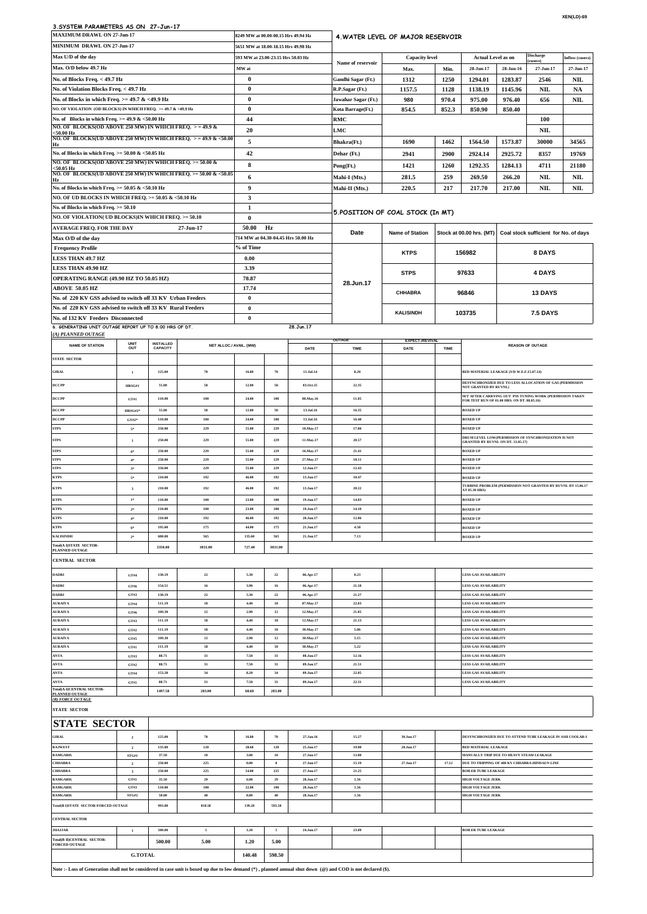XEN(LD)-69

## 3. SYSTEM PARAMETERS AS ON 27-Jun-17

| | | |
|---|---|---|
| MAXIMUM DRAWL ON 27-Jun-17 | | 8249 MW at 00.00-00.15 Hrs 49.94 Hz |
| MINIMUM DRAWL ON 27-Jun-17 | | 5651 MW at 18.00-18.15 Hrs 49.98 Hz |
| Max U/D of the day | | 593 MW at 23.00-23.15 Hrs 50.03 Hz |
| Max. O/D below 49.7 Hz | | MW at |
| No. of Blocks Freq. < 49.7 Hz | | 0 |
| No. of Violation Blocks Freq. < 49.7 Hz | | 0 |
| No. of Blocks in which Freq. >= 49.7 & <49.9 Hz | | 0 |
| NO. OF VIOLATION (OD BLOCKS) IN WHICH FREQ. >= 49.7 & <49.9 Hz | | 0 |
| No. of Blocks in which Freq. >= 49.9 & <50.00 Hz | | 44 |
| NO. OF BLOCKS(OD ABOVE 250 MW) IN WHICH FREQ. > = 49.9 & <50.00 Hz | | 20 |
| NO. OF BLOCKS(UD ABOVE 250 MW) IN WHICH FREQ. > = 49.9 & <50.00 Hz | | 5 |
| No. of Blocks in which Freq. >= 50.00 & <50.05 Hz | | 42 |
| NO. OF BLOCKS(OD ABOVE 250 MW) IN WHICH FREQ. >= 50.00 & <50.05 Hz | | 8 |
| NO. OF BLOCKS(UD ABOVE 250 MW) IN WHICH FREQ. >= 50.00 & <50.05 Hz | | 6 |
| No. of Blocks in which Freq. >= 50.05 & <50.10 Hz | | 9 |
| NO. OF UD BLOCKS IN WHICH FREQ. >= 50.05 & <50.10 Hz | | 3 |
| No. of Blocks in which Freq. >= 50.10 | | 1 |
| NO. OF VIOLATION( UD BLOCKS)IN WHICH FREQ. >= 50.10 | | 0 |
| AVERAGE FREQ. FOR THE DAY | 27-Jun-17 | 50.00 Hz |
| Max O/D of the day | | 714 MW at 04.30-04.45 Hrs 50.00 Hz |
| Frequency Profile | | % of Time |
| LESS THAN 49.7 HZ | | 0.00 |
| LESS THAN 49.90 HZ | | 3.39 |
| OPERATING RANGE (49.90 HZ TO 50.05 HZ) | | 78.87 |
| ABOVE 50.05 HZ | | 17.74 |
| No. of 220 KV GSS advised to switch off 33 KV Urban Feeders | | 0 |
| No. of 220 KV GSS advised to switch off 33 KV Rural Feeders | | 0 |
| No. of 132 KV Feeders Disconnected | | 0 |

## 4. WATER LEVEL OF MAJOR RESERVOIR

| Name of reservoir | Capacity level | | Actual Level as on | | Discharge (cusecs) | Inflow (cusecs) |
|---|---|---|---|---|---|---|
| | Max. | Min. | 28-Jun-17 | 28-Jun-16 | 27-Jun-17 | 27-Jun-17 |
| Gandhi Sagar (Ft.) | 1312 | 1250 | 1294.01 | 1283.87 | 2546 | NIL |
| R.P.Sagar (Ft.) | 1157.5 | 1128 | 1138.19 | 1145.96 | NIL | NA |
| Jawahar Sagar (Ft.) | 980 | 970.4 | 975.00 | 976.40 | 656 | NIL |
| Kota Barrage(Ft.) | 854.5 | 852.3 | 850.90 | 850.40 | | |
| RMC | | | | | 100 | |
| LMC | | | | | NIL | |
| Bhakra(Ft.) | 1690 | 1462 | 1564.50 | 1573.87 | 30000 | 34565 |
| Dehar (Ft.) | 2941 | 2900 | 2924.14 | 2925.72 | 8357 | 19769 |
| Pong(Ft.) | 1421 | 1260 | 1292.35 | 1284.13 | 4711 | 21180 |
| Mahi-I (Mts.) | 281.5 | 259 | 269.50 | 266.20 | NIL | NIL |
| Mahi-II (Mts.) | 220.5 | 217 | 217.70 | 217.00 | NIL | NIL |

## 5. POSITION OF COAL STOCK (In MT)

| Date | Name of Station | Stock at 00.00 hrs. (MT) | Coal stock sufficient for No. of days |
|---|---|---|---|
| 28.Jun.17 | KTPS | 156982 | 8 DAYS |
| | STPS | 97633 | 4 DAYS |
| | CHHABRA | 96846 | 13 DAYS |
| | KALISINDH | 103735 | 7.5 DAYS |

## 6. GENERATING UNIT OUTAGE REPORT UP TO 8.00 HRS OF DT. 28.Jun.17

### (A) PLANNED OUTAGE

| NAME OF STATION | UNIT OUT | INSTALLED CAPACITY | NET ALLOC./ AVAIL. (MW) | | | OUTAGE DATE | OUTAGE TIME | EXPECT./REVIVAL DATE | TIME | REASON OF OUTAGE |
|---|---|---|---|---|---|---|---|---|---|---|
| **STATE SECTOR** | | | | | | | | | | |
| GIRAL | 1 | 125.00 | 70 | 16.80 | 70 | 11.Jul.14 | 8.20 | | | BED MATERIAL LEAKAGE (S/D W.E.F.15.07.14) |
| DCCPP | HRSG#1 | 55.00 | 50 | 12.00 | 50 | 03.Oct.15 | 22.35 | | | DESYNCHRONIZED DUE TO LESS ALLOCATION OF GAS (PERMISSION NOT GRANTED BY RUVNL) |
| DCCPP | GT#1 | 110.00 | 100 | 24.00 | 100 | 08.May.16 | 11.05 | | | M/T AFTER CARRYING OUT PSS TUNING WORK (PERMISSION TAKEN FOR TEST RUN OF 01.00 HRS. ON DT. 08.05.16) |
| DCCPP | HRSG#2* | 55.00 | 50 | 12.00 | 50 | 13.Jul.16 | 16.35 | | | BOXED UP |
| DCCPP | GT#2* | 110.00 | 100 | 24.00 | 100 | 13.Jul.16 | 16.40 | | | BOXED UP |
| STPS | 5* | 250.00 | 229 | 55.00 | 229 | 10.May.17 | 17.00 | | | BOXED UP |
| STPS | 1 | 250.00 | 229 | 55.00 | 229 | 11.May.17 | 20.57 | | | DRUM LEVEL LOW(PERMISSION OF SYNCHRONIZATION IS NOT GRANTED BY RUVNL ON DT. 13.05.17) |
| STPS | 6* | 250.00 | 229 | 55.00 | 229 | 16.May.17 | 21.41 | | | BOXED UP |
| STPS | 4* | 250.00 | 229 | 55.00 | 229 | 27.May.17 | 18.11 | | | BOXED UP |
| STPS | 3* | 250.00 | 229 | 55.00 | 229 | 12.Jun.17 | 12.43 | | | BOXED UP |
| KTPS | 5* | 210.00 | 192 | 46.00 | 192 | 13.Jun.17 | 10.47 | | | BOXED UP |
| KTPS | 3 | 210.00 | 192 | 46.00 | 192 | 13.Jun.17 | 20.22 | | | TURBINE PROBLEM (PERMISSION NOT GRANTED BY RUVNL DT 15.06.17 AT 05.30 HRS) |
| KTPS | 1* | 110.00 | 100 | 23.00 | 100 | 19.Jun.17 | 14.03 | | | BOXED UP |
| KTPS | 2* | 110.00 | 100 | 23.00 | 100 | 19.Jun.17 | 14.10 | | | BOXED UP |
| KTPS | 4* | 210.00 | 192 | 46.00 | 192 | 20.Jun.17 | 12.06 | | | BOXED UP |
| KTPS | 6* | 195.00 | 175 | 44.00 | 175 | 21.Jun.17 | 4.58 | | | BOXED UP |
| KALISINDH | 2* | 600.00 | 565 | 135.60 | 565 | 21.Jun.17 | 7.13 | | | BOXED UP |
| Total(A I)STATE SECTOR-PLANNED OUTAGE | | 3350.00 | 3031.00 | 727.40 | 3031.00 | | | | | |
| **CENTRAL SECTOR** | | | | | | | | | | |
| DADRI | GT#4 | 130.19 | 22 | 5.30 | 22 | 06.Apr.17 | 0.23 | | | LESS GAS AVAILABILITY |
| DADRI | GT#6 | 154.51 | 16 | 3.90 | 16 | 06.Apr.17 | 21.18 | | | LESS GAS AVAILABILITY |
| DADRI | GT#3 | 130.19 | 22 | 5.30 | 22 | 06.Apr.17 | 21.27 | | | LESS GAS AVAILABILITY |
| AURAIYA | GT#4 | 111.19 | 18 | 4.40 | 18 | 07.May.17 | 22.03 | | | LESS GAS AVAILABILITY |
| AURAIYA | GT#6 | 109.30 | 12 | 2.90 | 12 | 12.May.17 | 21.05 | | | LESS GAS AVAILABILITY |
| AURAIYA | GT#3 | 111.19 | 18 | 4.40 | 18 | 12.May.17 | 21.13 | | | LESS GAS AVAILABILITY |
| AURAIYA | GT#2 | 111.19 | 18 | 4.40 | 18 | 30.May.17 | 5.06 | | | LESS GAS AVAILABILITY |
| AURAIYA | GT#5 | 109.30 | 12 | 2.90 | 12 | 30.May.17 | 5.15 | | | LESS GAS AVAILABILITY |
| AURAIYA | GT#1 | 111.19 | 18 | 4.40 | 18 | 30.May.17 | 5.22 | | | LESS GAS AVAILABILITY |
| ANTA | GT#3 | 88.71 | 31 | 7.50 | 31 | 08.Jun.17 | 12.16 | | | LESS GAS AVAILABILITY |
| ANTA | GT#2 | 88.71 | 31 | 7.50 | 31 | 09.Jun.17 | 21.51 | | | LESS GAS AVAILABILITY |
| ANTA | GT#4 | 153.20 | 34 | 8.20 | 34 | 09.Jun.17 | 22.05 | | | LESS GAS AVAILABILITY |
| ANTA | GT#1 | 88.71 | 31 | 7.50 | 31 | 09.Jun.17 | 22.31 | | | LESS GAS AVAILABILITY |
| Total(A-I)CENTRAL SECTOR-PLANNED OUTAGE | | 1497.58 | 283.00 | 68.60 | 283.00 | | | | | |

### (B) FORCE OUTAGE

| NAME OF STATION | UNIT OUT | INSTALLED CAPACITY | NET ALLOC./ AVAIL. (MW) | | | OUTAGE DATE | OUTAGE TIME | EXPECT./REVIVAL DATE | TIME | REASON OF OUTAGE |
|---|---|---|---|---|---|---|---|---|---|---|
| **STATE SECTOR** | | | | | | | | | | |
| GIRAL | 2 | 125.00 | 70 | 16.80 | 70 | 27.Jan.16 | 15.27 | 30.Jun.17 | | DESYNCHRONIZED DUE TO ATTEND TUBE LEAKAGE IN ASH COOLAR-I |
| RAJWEST | 2 | 135.00 | 120 | 28.60 | 120 | 25.Jun.17 | 19.00 | 28.Jun.17 | | BED MATERIAL LEAKAGE |
| RAMGARH. | STG#1 | 37.50 | 10 | 3.00 | 10 | 27.Jun.17 | 13.00 | | | MANUALLY TRIP DUE TO HEAVY STEAM LEAKAGE |
| CHHABRA | 2 | 250.00 | 225 | 0.00 | 0 | 27.Jun.17 | 15.19 | 27.Jun.17 | 17.12 | DUE TO TRIPPING OF 400 KV CHHABRA-HINDAUN LINE |
| CHHABRA | 3 | 250.00 | 225 | 54.00 | 225 | 27.Jun.17 | 21.25 | | | BOILER TUBE LEAKAGE |
| RAMGARH. | GT#1 | 35.50 | 29 | 6.00 | 29 | 28.Jun.17 | 1.56 | | | HIGH VOLTAGE JERK |
| RAMGARH. | GT#3 | 110.00 | 100 | 22.00 | 100 | 28.Jun.17 | 1.56 | | | HIGH VOLTAGE JERK |
| RAMGARH. | STG#2 | 50.00 | 40 | 8.80 | 40 | 28.Jun.17 | 1.56 | | | HIGH VOLTAGE JERK |
| Total(B I)STATE SECTOR-FORCED OUTAGE | | 993.00 | 818.50 | 139.20 | 593.50 | | | | | |
| **CENTRAL SECTOR** | | | | | | | | | | |
| JHAJJAR | 1 | 500.00 | 5 | 1.20 | 5 | 24.Jun.17 | 23.09 | | | BOILER TUBE LEAKAGE |
| Total(B II)CENTRAL SECTOR-FORCED OUTAGE | | 500.00 | 5.00 | 1.20 | 5.00 | | | | | |
| G.TOTAL | | | | 140.48 | 598.50 | | | | | |

Note :- Loss of Generation shall not be considered in case unit is boxed up due to low demand (*) , planned annual shut down (@) and COD is not declared ($).